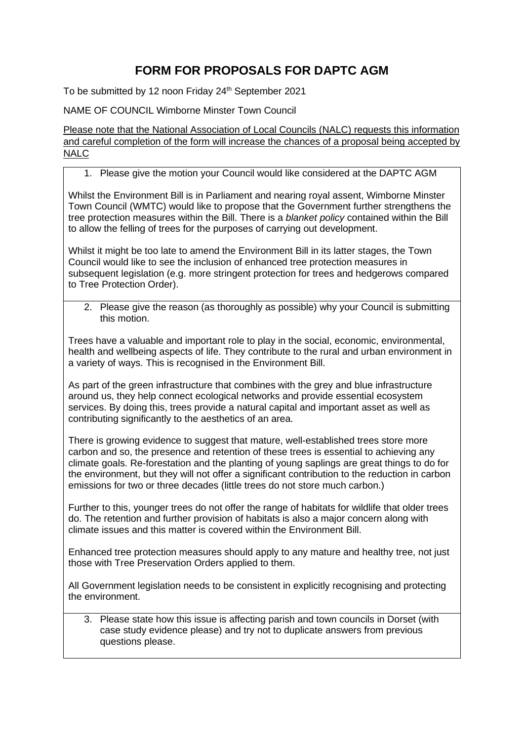# FORM FOR PROPOSALS FOR DAPTC AGM

To be submitted by 12 noon Friday 24th September 2021

NAME OF COUNCIL Wimborne Minster Town Council

Please note that the National Association of Local Councils (NALC) requests this information and careful completion of the form will increase the chances of a proposal being accepted by NALC

1. Please give the motion your Council would like considered at the DAPTC AGM

Whilst the Environment Bill is in Parliament and nearing royal assent, Wimborne Minster Town Council (WMTC) would like to propose that the Government further strengthens the tree protection measures within the Bill. There is a *blanket policy* contained within the Bill to allow the felling of trees for the purposes of carrying out development.

Whilst it might be too late to amend the Environment Bill in its latter stages, the Town Council would like to see the inclusion of enhanced tree protection measures in subsequent legislation (e.g. more stringent protection for trees and hedgerows compared to Tree Protection Order).

2. Please give the reason (as thoroughly as possible) why your Council is submitting this motion.

Trees have a valuable and important role to play in the social, economic, environmental, health and wellbeing aspects of life. They contribute to the rural and urban environment in a variety of ways. This is recognised in the Environment Bill.

As part of the green infrastructure that combines with the grey and blue infrastructure around us, they help connect ecological networks and provide essential ecosystem services. By doing this, trees provide a natural capital and important asset as well as contributing significantly to the aesthetics of an area.

There is growing evidence to suggest that mature, well-established trees store more carbon and so, the presence and retention of these trees is essential to achieving any climate goals. Re-forestation and the planting of young saplings are great things to do for the environment, but they will not offer a significant contribution to the reduction in carbon emissions for two or three decades (little trees do not store much carbon.)

Further to this, younger trees do not offer the range of habitats for wildlife that older trees do. The retention and further provision of habitats is also a major concern along with climate issues and this matter is covered within the Environment Bill.

Enhanced tree protection measures should apply to any mature and healthy tree, not just those with Tree Preservation Orders applied to them.

All Government legislation needs to be consistent in explicitly recognising and protecting the environment.

3. Please state how this issue is affecting parish and town councils in Dorset (with case study evidence please) and try not to duplicate answers from previous questions please.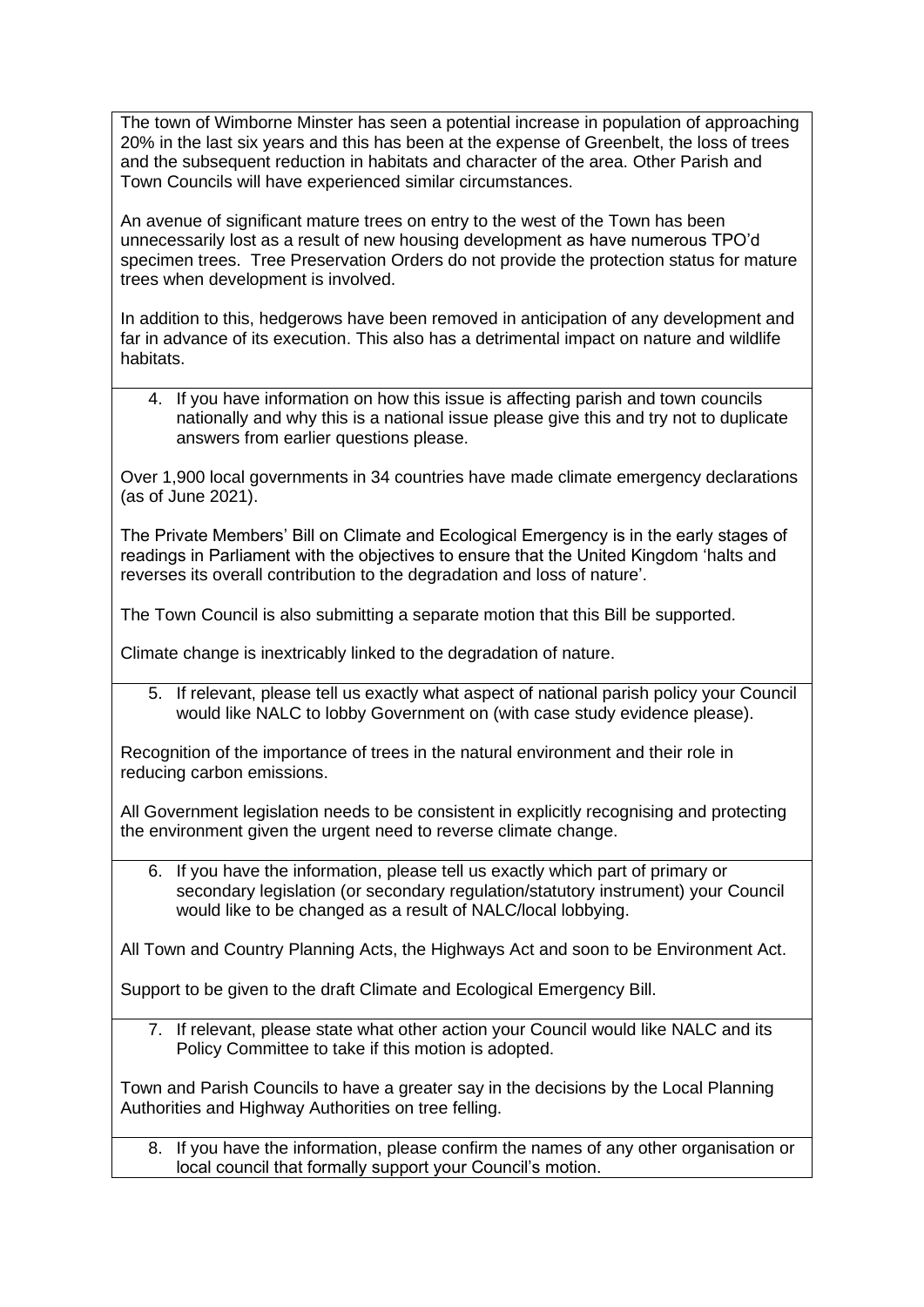The town of Wimborne Minster has seen a potential increase in population of approaching 20% in the last six years and this has been at the expense of Greenbelt, the loss of trees and the subsequent reduction in habitats and character of the area. Other Parish and Town Councils will have experienced similar circumstances.

An avenue of significant mature trees on entry to the west of the Town has been unnecessarily lost as a result of new housing development as have numerous TPO'd specimen trees. Tree Preservation Orders do not provide the protection status for mature trees when development is involved.

In addition to this, hedgerows have been removed in anticipation of any development and far in advance of its execution. This also has a detrimental impact on nature and wildlife habitats.

4. If you have information on how this issue is affecting parish and town councils nationally and why this is a national issue please give this and try not to duplicate answers from earlier questions please.

Over 1,900 local governments in 34 countries have made climate emergency declarations (as of June 2021).

The Private Members' Bill on Climate and Ecological Emergency is in the early stages of readings in Parliament with the objectives to ensure that the United Kingdom 'halts and reverses its overall contribution to the degradation and loss of nature'.

The Town Council is also submitting a separate motion that this Bill be supported.

Climate change is inextricably linked to the degradation of nature.

5. If relevant, please tell us exactly what aspect of national parish policy your Council would like NALC to lobby Government on (with case study evidence please).

Recognition of the importance of trees in the natural environment and their role in reducing carbon emissions.

All Government legislation needs to be consistent in explicitly recognising and protecting the environment given the urgent need to reverse climate change.

6. If you have the information, please tell us exactly which part of primary or secondary legislation (or secondary regulation/statutory instrument) your Council would like to be changed as a result of NALC/local lobbying.

All Town and Country Planning Acts, the Highways Act and soon to be Environment Act.

Support to be given to the draft Climate and Ecological Emergency Bill.

7. If relevant, please state what other action your Council would like NALC and its Policy Committee to take if this motion is adopted.

Town and Parish Councils to have a greater say in the decisions by the Local Planning Authorities and Highway Authorities on tree felling.

8. If you have the information, please confirm the names of any other organisation or local council that formally support your Council's motion.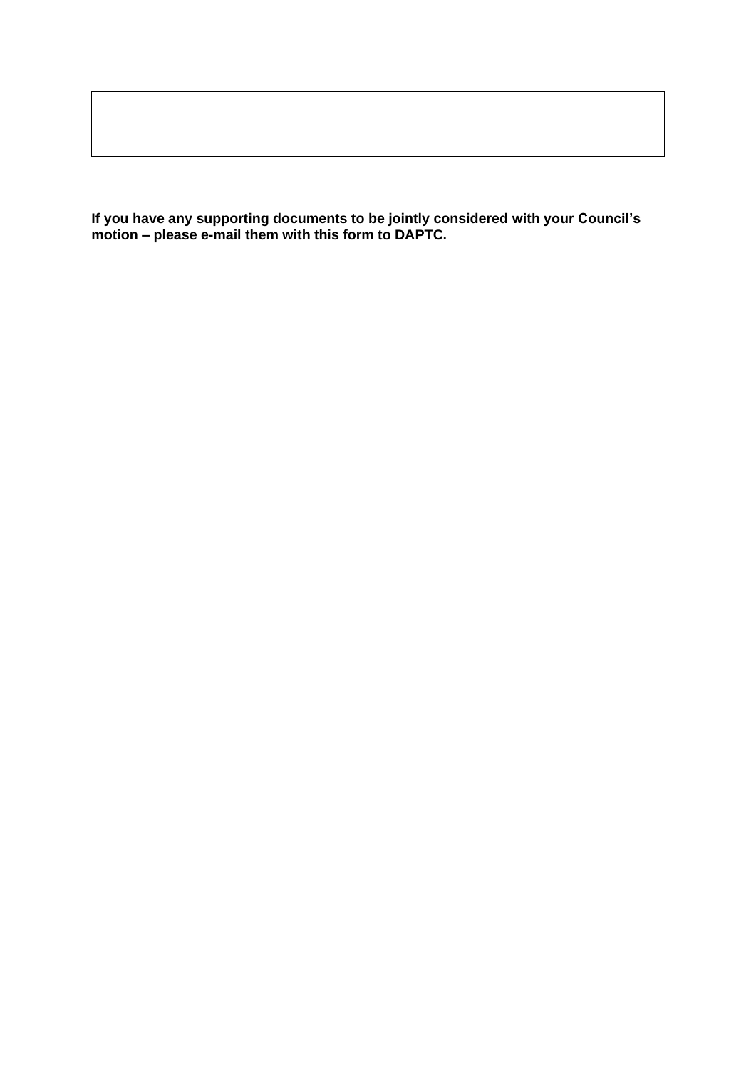**If you have any supporting documents to be jointly considered with your Council's motion – please e-mail them with this form to DAPTC.**